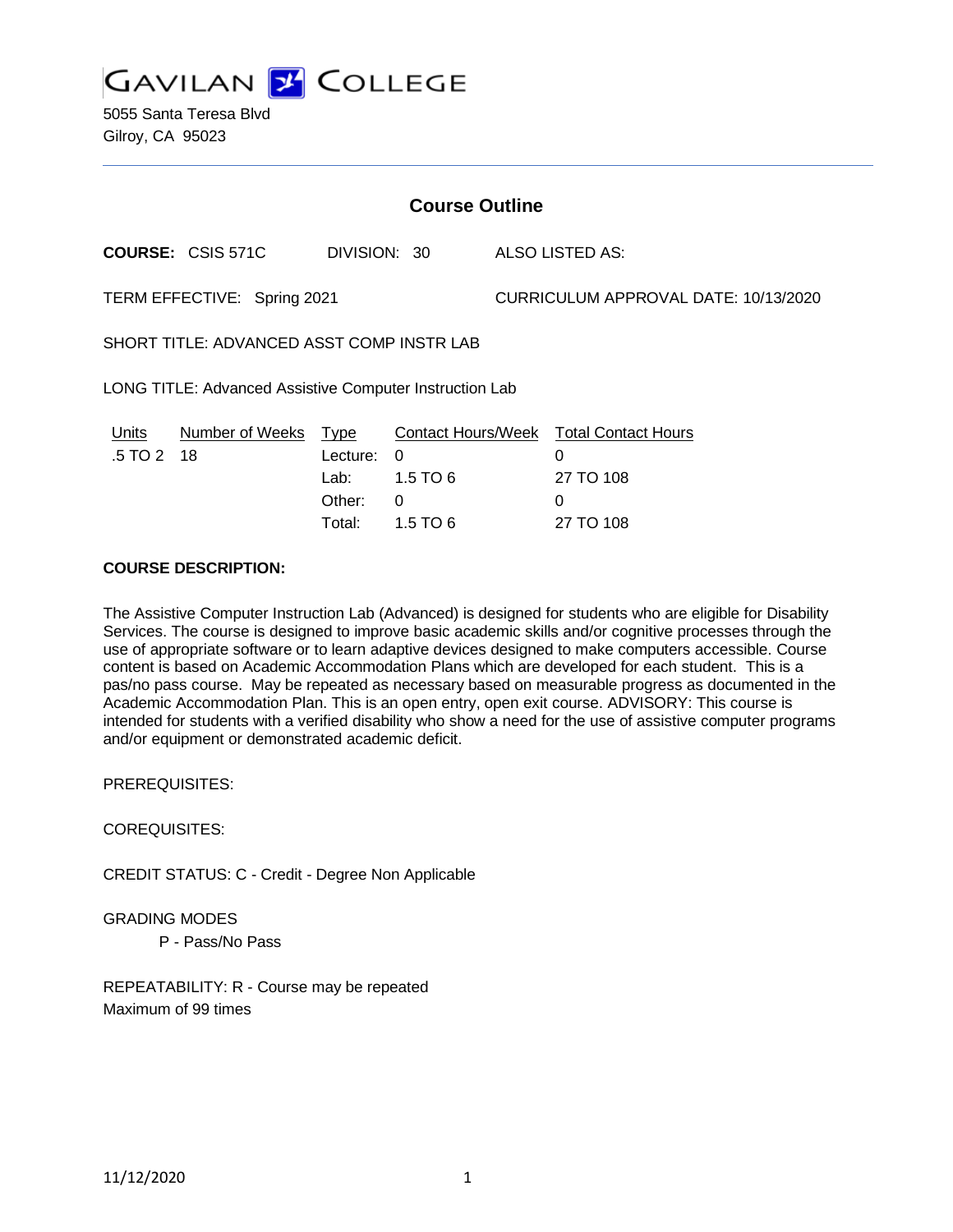# GAVILAN COLLEGE

5055 Santa Teresa Blvd
Gilroy, CA 95023

## Course Outline

**COURSE:** CSIS 571C DIVISION: 30 ALSO LISTED AS:

TERM EFFECTIVE: Spring 2021 CURRICULUM APPROVAL DATE: 10/13/2020

SHORT TITLE: ADVANCED ASST COMP INSTR LAB

LONG TITLE: Advanced Assistive Computer Instruction Lab

| Units | Number of Weeks | Type | Contact Hours/Week | Total Contact Hours |
|---|---|---|---|---|
| .5 TO 2 | 18 | Lecture: | 0 | 0 |
| | | Lab: | 1.5 TO 6 | 27 TO 108 |
| | | Other: | 0 | 0 |
| | | Total: | 1.5 TO 6 | 27 TO 108 |

**COURSE DESCRIPTION:**

The Assistive Computer Instruction Lab (Advanced) is designed for students who are eligible for Disability Services. The course is designed to improve basic academic skills and/or cognitive processes through the use of appropriate software or to learn adaptive devices designed to make computers accessible. Course content is based on Academic Accommodation Plans which are developed for each student. This is a pas/no pass course. May be repeated as necessary based on measurable progress as documented in the Academic Accommodation Plan. This is an open entry, open exit course. ADVISORY: This course is intended for students with a verified disability who show a need for the use of assistive computer programs and/or equipment or demonstrated academic deficit.

PREREQUISITES:

COREQUISITES:

CREDIT STATUS: C - Credit - Degree Non Applicable

GRADING MODES

P - Pass/No Pass

REPEATABILITY: R - Course may be repeated
Maximum of 99 times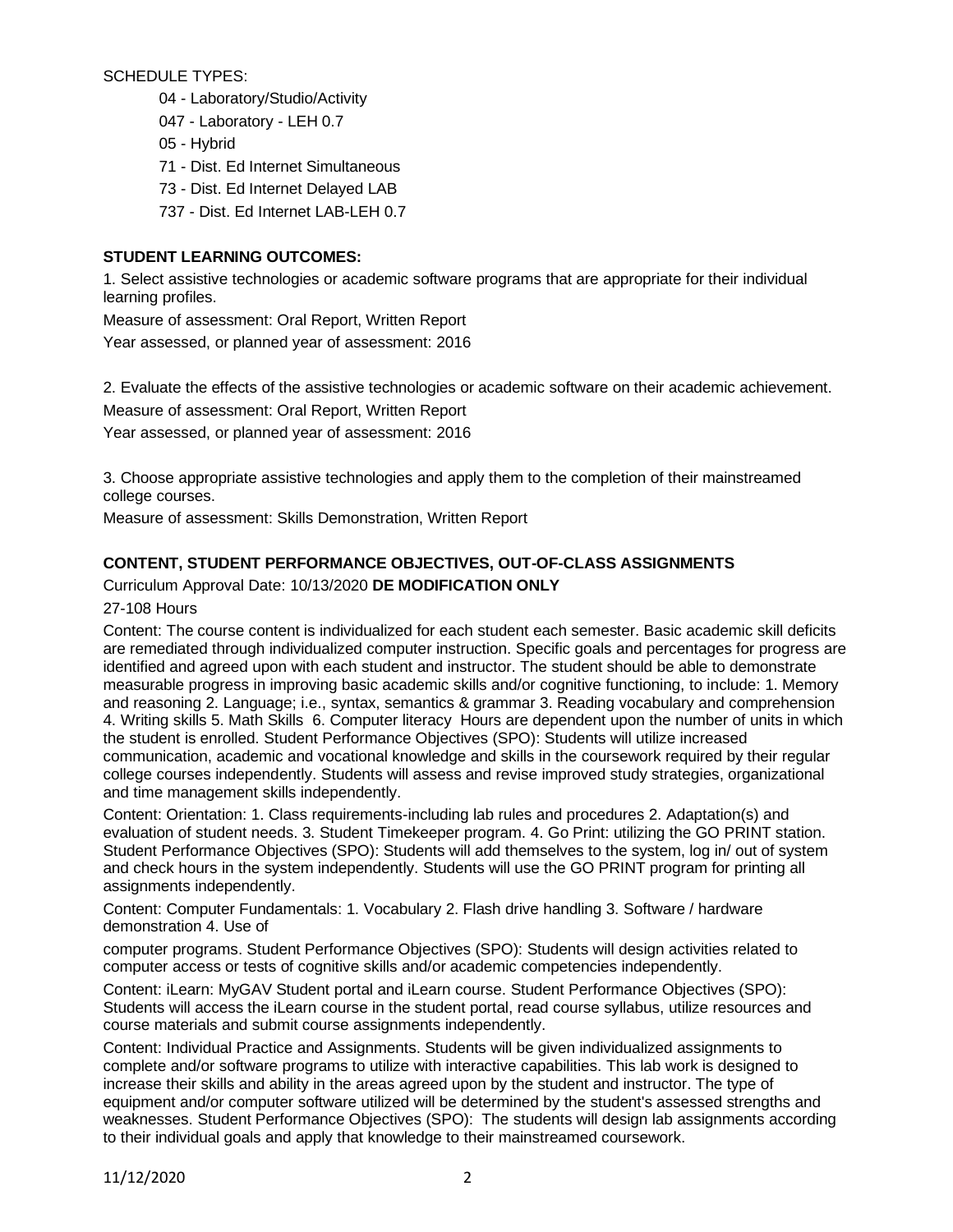SCHEDULE TYPES:

- 04 - Laboratory/Studio/Activity
- 047 - Laboratory - LEH 0.7
- 05 - Hybrid
- 71 - Dist. Ed Internet Simultaneous
- 73 - Dist. Ed Internet Delayed LAB
- 737 - Dist. Ed Internet LAB-LEH 0.7

**STUDENT LEARNING OUTCOMES:**

1. Select assistive technologies or academic software programs that are appropriate for their individual learning profiles.

Measure of assessment: Oral Report, Written Report

Year assessed, or planned year of assessment: 2016

2. Evaluate the effects of the assistive technologies or academic software on their academic achievement.

Measure of assessment: Oral Report, Written Report

Year assessed, or planned year of assessment: 2016

3. Choose appropriate assistive technologies and apply them to the completion of their mainstreamed college courses.

Measure of assessment: Skills Demonstration, Written Report

**CONTENT, STUDENT PERFORMANCE OBJECTIVES, OUT-OF-CLASS ASSIGNMENTS**

Curriculum Approval Date: 10/13/2020 **DE MODIFICATION ONLY**

27-108 Hours

Content: The course content is individualized for each student each semester. Basic academic skill deficits are remediated through individualized computer instruction. Specific goals and percentages for progress are identified and agreed upon with each student and instructor. The student should be able to demonstrate measurable progress in improving basic academic skills and/or cognitive functioning, to include: 1. Memory and reasoning 2. Language; i.e., syntax, semantics & grammar 3. Reading vocabulary and comprehension 4. Writing skills 5. Math Skills 6. Computer literacy Hours are dependent upon the number of units in which the student is enrolled. Student Performance Objectives (SPO): Students will utilize increased communication, academic and vocational knowledge and skills in the coursework required by their regular college courses independently. Students will assess and revise improved study strategies, organizational and time management skills independently.

Content: Orientation: 1. Class requirements-including lab rules and procedures 2. Adaptation(s) and evaluation of student needs. 3. Student Timekeeper program. 4. Go Print: utilizing the GO PRINT station. Student Performance Objectives (SPO): Students will add themselves to the system, log in/ out of system and check hours in the system independently. Students will use the GO PRINT program for printing all assignments independently.

Content: Computer Fundamentals: 1. Vocabulary 2. Flash drive handling 3. Software / hardware demonstration 4. Use of computer programs. Student Performance Objectives (SPO): Students will design activities related to computer access or tests of cognitive skills and/or academic competencies independently.

Content: iLearn: MyGAV Student portal and iLearn course. Student Performance Objectives (SPO): Students will access the iLearn course in the student portal, read course syllabus, utilize resources and course materials and submit course assignments independently.

Content: Individual Practice and Assignments. Students will be given individualized assignments to complete and/or software programs to utilize with interactive capabilities. This lab work is designed to increase their skills and ability in the areas agreed upon by the student and instructor. The type of equipment and/or computer software utilized will be determined by the student's assessed strengths and weaknesses. Student Performance Objectives (SPO): The students will design lab assignments according to their individual goals and apply that knowledge to their mainstreamed coursework.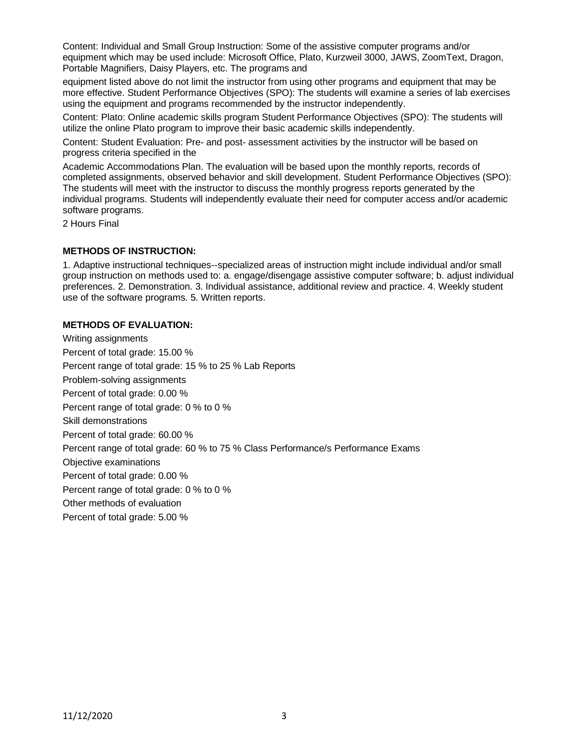Content: Individual and Small Group Instruction: Some of the assistive computer programs and/or equipment which may be used include: Microsoft Office, Plato, Kurzweil 3000, JAWS, ZoomText, Dragon, Portable Magnifiers, Daisy Players, etc. The programs and

equipment listed above do not limit the instructor from using other programs and equipment that may be more effective. Student Performance Objectives (SPO): The students will examine a series of lab exercises using the equipment and programs recommended by the instructor independently.

Content: Plato: Online academic skills program Student Performance Objectives (SPO): The students will utilize the online Plato program to improve their basic academic skills independently.

Content: Student Evaluation: Pre- and post- assessment activities by the instructor will be based on progress criteria specified in the

Academic Accommodations Plan. The evaluation will be based upon the monthly reports, records of completed assignments, observed behavior and skill development. Student Performance Objectives (SPO): The students will meet with the instructor to discuss the monthly progress reports generated by the individual programs. Students will independently evaluate their need for computer access and/or academic software programs.

2 Hours Final

**METHODS OF INSTRUCTION:**

1. Adaptive instructional techniques--specialized areas of instruction might include individual and/or small group instruction on methods used to: a. engage/disengage assistive computer software; b. adjust individual preferences. 2. Demonstration. 3. Individual assistance, additional review and practice. 4. Weekly student use of the software programs. 5. Written reports.

**METHODS OF EVALUATION:**

Writing assignments

Percent of total grade: 15.00 %

Percent range of total grade: 15 % to 25 % Lab Reports

Problem-solving assignments

Percent of total grade: 0.00 %

Percent range of total grade: 0 % to 0 %

Skill demonstrations

Percent of total grade: 60.00 %

Percent range of total grade: 60 % to 75 % Class Performance/s Performance Exams

Objective examinations

Percent of total grade: 0.00 %

Percent range of total grade: 0 % to 0 %

Other methods of evaluation

Percent of total grade: 5.00 %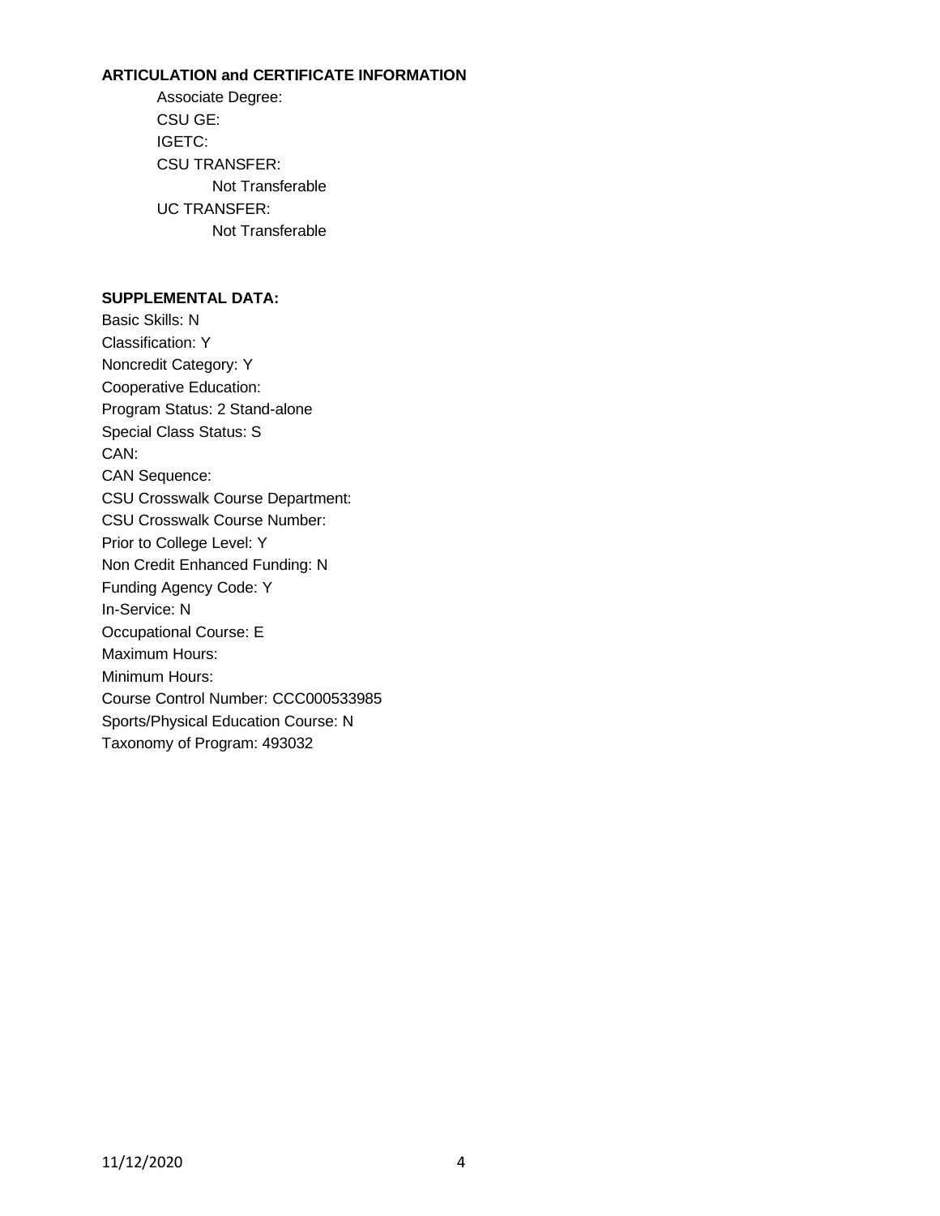**ARTICULATION and CERTIFICATE INFORMATION**

Associate Degree:
CSU GE:
IGETC:
CSU TRANSFER:
Not Transferable
UC TRANSFER:
Not Transferable

**SUPPLEMENTAL DATA:**

Basic Skills: N
Classification: Y
Noncredit Category: Y
Cooperative Education:
Program Status: 2 Stand-alone
Special Class Status: S
CAN:
CAN Sequence:
CSU Crosswalk Course Department:
CSU Crosswalk Course Number:
Prior to College Level: Y
Non Credit Enhanced Funding: N
Funding Agency Code: Y
In-Service: N
Occupational Course: E
Maximum Hours:
Minimum Hours:
Course Control Number: CCC000533985
Sports/Physical Education Course: N
Taxonomy of Program: 493032

11/12/2020